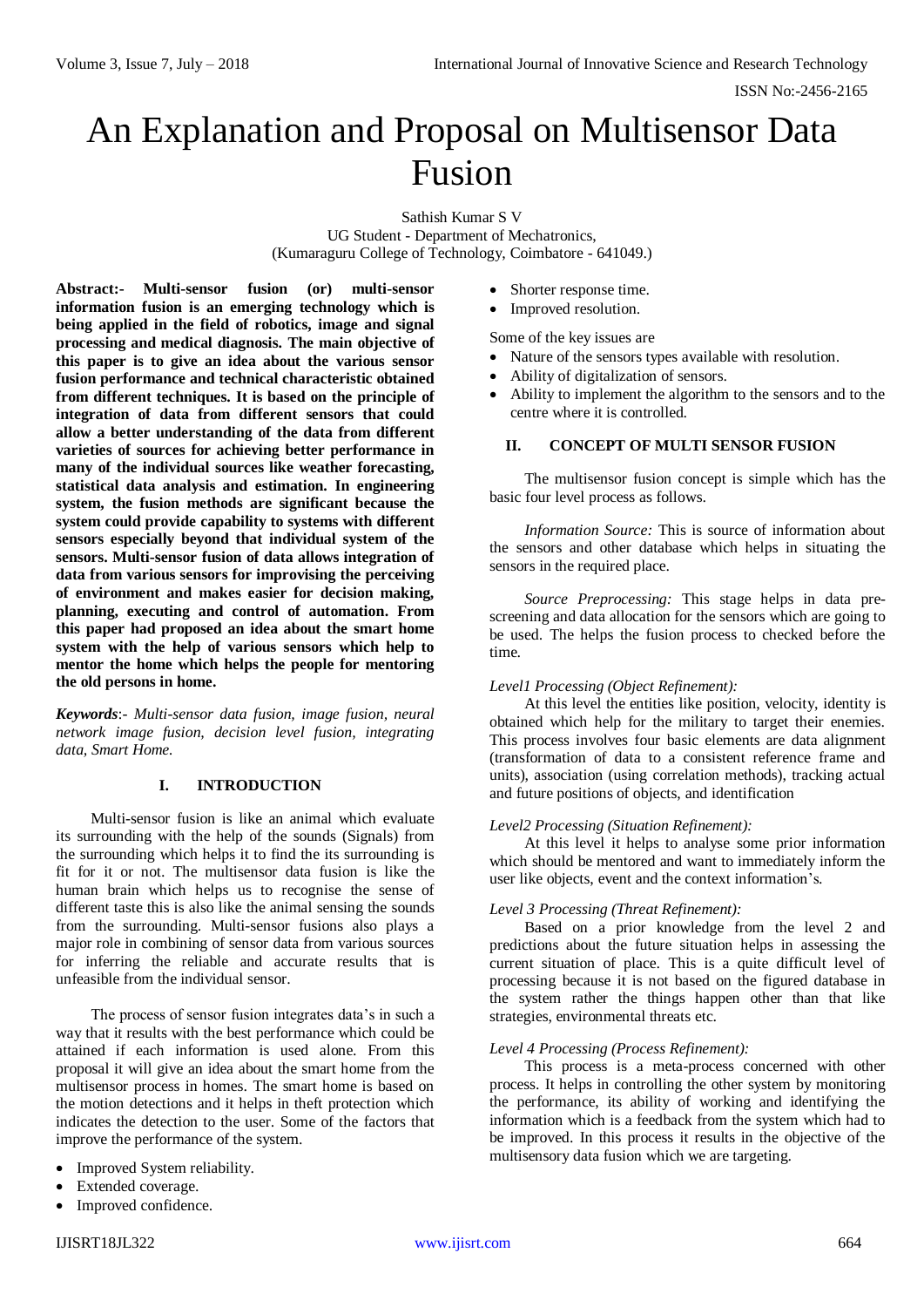# An Explanation and Proposal on Multisensor Data Fusion

Sathish Kumar S V
UG Student - Department of Mechatronics,
(Kumaraguru College of Technology, Coimbatore - 641049.)

**Abstract:- Multi-sensor fusion (or) multi-sensor information fusion is an emerging technology which is being applied in the field of robotics, image and signal processing and medical diagnosis. The main objective of this paper is to give an idea about the various sensor fusion performance and technical characteristic obtained from different techniques. It is based on the principle of integration of data from different sensors that could allow a better understanding of the data from different varieties of sources for achieving better performance in many of the individual sources like weather forecasting, statistical data analysis and estimation. In engineering system, the fusion methods are significant because the system could provide capability to systems with different sensors especially beyond that individual system of the sensors. Multi-sensor fusion of data allows integration of data from various sensors for improvising the perceiving of environment and makes easier for decision making, planning, executing and control of automation. From this paper had proposed an idea about the smart home system with the help of various sensors which help to mentor the home which helps the people for mentoring the old persons in home.**

***Keywords***:- *Multi-sensor data fusion, image fusion, neural network image fusion, decision level fusion, integrating data, Smart Home.*

## I. INTRODUCTION

Multi-sensor fusion is like an animal which evaluate its surrounding with the help of the sounds (Signals) from the surrounding which helps it to find the its surrounding is fit for it or not. The multisensor data fusion is like the human brain which helps us to recognise the sense of different taste this is also like the animal sensing the sounds from the surrounding. Multi-sensor fusions also plays a major role in combining of sensor data from various sources for inferring the reliable and accurate results that is unfeasible from the individual sensor.

The process of sensor fusion integrates data's in such a way that it results with the best performance which could be attained if each information is used alone. From this proposal it will give an idea about the smart home from the multisensor process in homes. The smart home is based on the motion detections and it helps in theft protection which indicates the detection to the user. Some of the factors that improve the performance of the system.

- Improved System reliability.
- Extended coverage.
- Improved confidence.
- Shorter response time.
- Improved resolution.

Some of the key issues are

- Nature of the sensors types available with resolution.
- Ability of digitalization of sensors.
- Ability to implement the algorithm to the sensors and to the centre where it is controlled.

## II. CONCEPT OF MULTI SENSOR FUSION

The multisensor fusion concept is simple which has the basic four level process as follows.

*Information Source:* This is source of information about the sensors and other database which helps in situating the sensors in the required place.

*Source Preprocessing:* This stage helps in data pre-screening and data allocation for the sensors which are going to be used. The helps the fusion process to checked before the time.

*Level1 Processing (Object Refinement):*

At this level the entities like position, velocity, identity is obtained which help for the military to target their enemies. This process involves four basic elements are data alignment (transformation of data to a consistent reference frame and units), association (using correlation methods), tracking actual and future positions of objects, and identification

*Level2 Processing (Situation Refinement):*

At this level it helps to analyse some prior information which should be mentored and want to immediately inform the user like objects, event and the context information's.

*Level 3 Processing (Threat Refinement):*

Based on a prior knowledge from the level 2 and predictions about the future situation helps in assessing the current situation of place. This is a quite difficult level of processing because it is not based on the figured database in the system rather the things happen other than that like strategies, environmental threats etc.

*Level 4 Processing (Process Refinement):*

This process is a meta-process concerned with other process. It helps in controlling the other system by monitoring the performance, its ability of working and identifying the information which is a feedback from the system which had to be improved. In this process it results in the objective of the multisensory data fusion which we are targeting.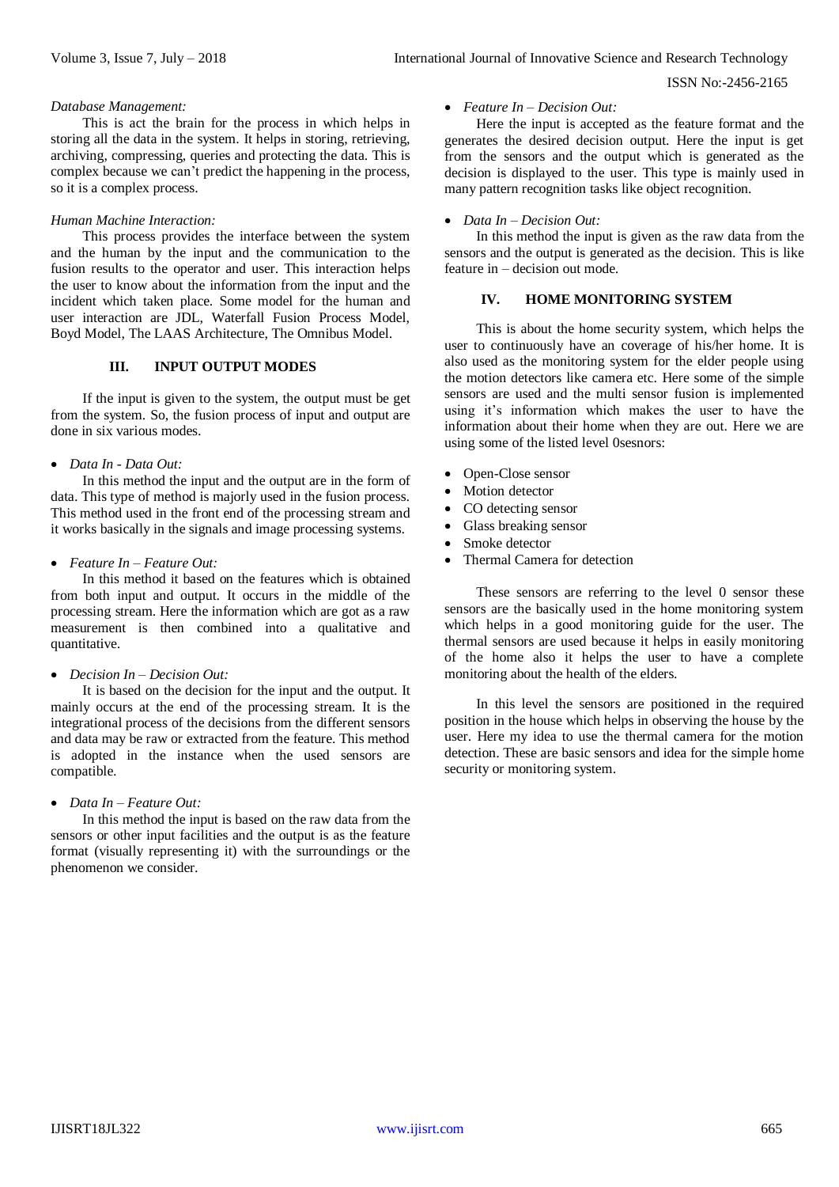*Database Management:*

This is act the brain for the process in which helps in storing all the data in the system. It helps in storing, retrieving, archiving, compressing, queries and protecting the data. This is complex because we can't predict the happening in the process, so it is a complex process.

*Human Machine Interaction:*

This process provides the interface between the system and the human by the input and the communication to the fusion results to the operator and user. This interaction helps the user to know about the information from the input and the incident which taken place. Some model for the human and user interaction are JDL, Waterfall Fusion Process Model, Boyd Model, The LAAS Architecture, The Omnibus Model.

## III. INPUT OUTPUT MODES

If the input is given to the system, the output must be get from the system. So, the fusion process of input and output are done in six various modes.

- *Data In - Data Out:*

In this method the input and the output are in the form of data. This type of method is majorly used in the fusion process. This method used in the front end of the processing stream and it works basically in the signals and image processing systems.

- *Feature In – Feature Out:*

In this method it based on the features which is obtained from both input and output. It occurs in the middle of the processing stream. Here the information which are got as a raw measurement is then combined into a qualitative and quantitative.

- *Decision In – Decision Out:*

It is based on the decision for the input and the output. It mainly occurs at the end of the processing stream. It is the integrational process of the decisions from the different sensors and data may be raw or extracted from the feature. This method is adopted in the instance when the used sensors are compatible.

- *Data In – Feature Out:*

In this method the input is based on the raw data from the sensors or other input facilities and the output is as the feature format (visually representing it) with the surroundings or the phenomenon we consider.

- *Feature In – Decision Out:*

Here the input is accepted as the feature format and the generates the desired decision output. Here the input is get from the sensors and the output which is generated as the decision is displayed to the user. This type is mainly used in many pattern recognition tasks like object recognition.

- *Data In – Decision Out:*

In this method the input is given as the raw data from the sensors and the output is generated as the decision. This is like feature in – decision out mode.

## IV. HOME MONITORING SYSTEM

This is about the home security system, which helps the user to continuously have an coverage of his/her home. It is also used as the monitoring system for the elder people using the motion detectors like camera etc. Here some of the simple sensors are used and the multi sensor fusion is implemented using it's information which makes the user to have the information about their home when they are out. Here we are using some of the listed level 0sesnors:

- Open-Close sensor
- Motion detector
- CO detecting sensor
- Glass breaking sensor
- Smoke detector
- Thermal Camera for detection

These sensors are referring to the level 0 sensor these sensors are the basically used in the home monitoring system which helps in a good monitoring guide for the user. The thermal sensors are used because it helps in easily monitoring of the home also it helps the user to have a complete monitoring about the health of the elders.

In this level the sensors are positioned in the required position in the house which helps in observing the house by the user. Here my idea to use the thermal camera for the motion detection. These are basic sensors and idea for the simple home security or monitoring system.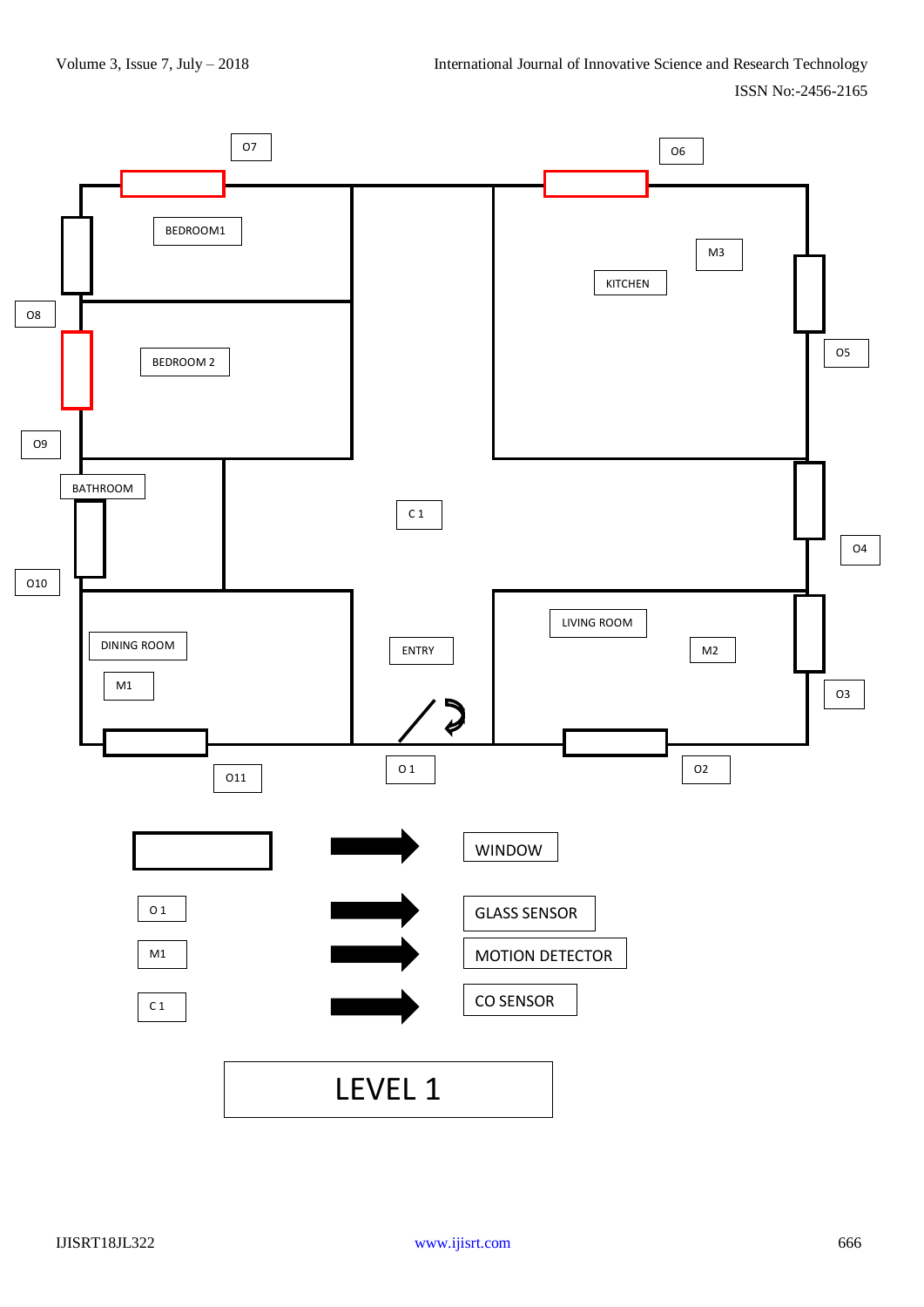O7

O6

BEDROOM1

M3

KITCHEN

O8

O5

BEDROOM 2

O9

BATHROOM

C 1

O4

O10

LIVING ROOM

DINING ROOM

ENTRY

M2

M1

O3

O11

O 1

O2

WINDOW

O 1

GLASS SENSOR

M1

MOTION DETECTOR

C 1

CO SENSOR

LEVEL 1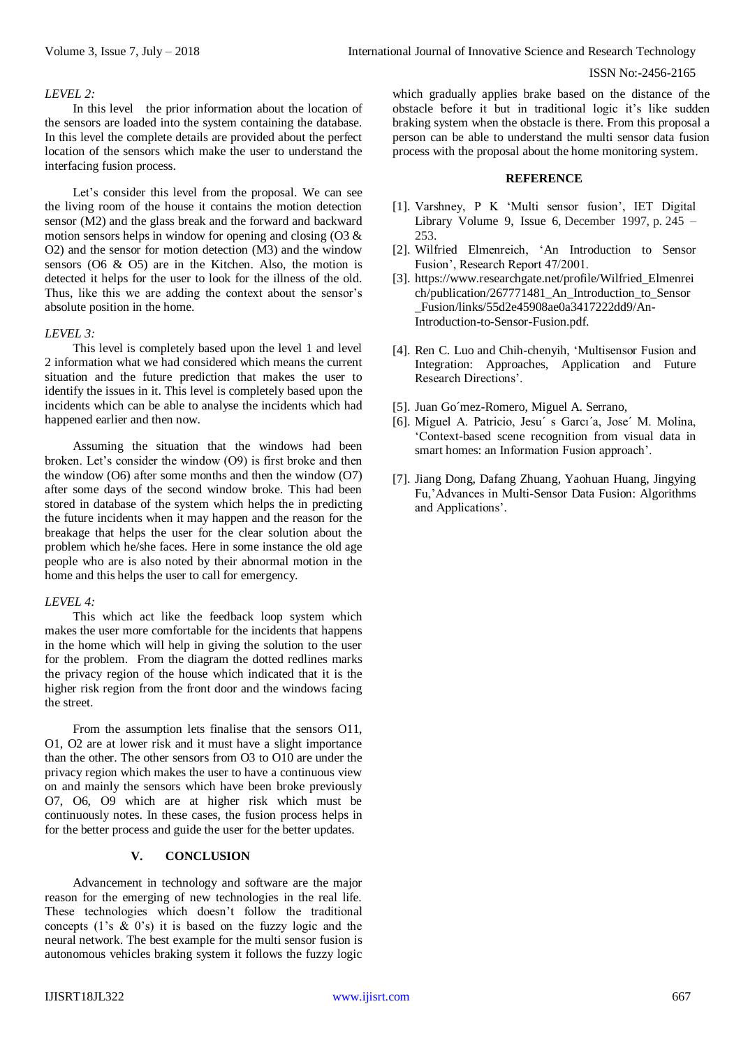*LEVEL 2:*

In this level the prior information about the location of the sensors are loaded into the system containing the database. In this level the complete details are provided about the perfect location of the sensors which make the user to understand the interfacing fusion process.

Let's consider this level from the proposal. We can see the living room of the house it contains the motion detection sensor (M2) and the glass break and the forward and backward motion sensors helps in window for opening and closing (O3 & O2) and the sensor for motion detection (M3) and the window sensors (O6 & O5) are in the Kitchen. Also, the motion is detected it helps for the user to look for the illness of the old. Thus, like this we are adding the context about the sensor's absolute position in the home.

*LEVEL 3:*

This level is completely based upon the level 1 and level 2 information what we had considered which means the current situation and the future prediction that makes the user to identify the issues in it. This level is completely based upon the incidents which can be able to analyse the incidents which had happened earlier and then now.

Assuming the situation that the windows had been broken. Let's consider the window (O9) is first broke and then the window (O6) after some months and then the window (O7) after some days of the second window broke. This had been stored in database of the system which helps the in predicting the future incidents when it may happen and the reason for the breakage that helps the user for the clear solution about the problem which he/she faces. Here in some instance the old age people who are is also noted by their abnormal motion in the home and this helps the user to call for emergency.

*LEVEL 4:*

This which act like the feedback loop system which makes the user more comfortable for the incidents that happens in the home which will help in giving the solution to the user for the problem. From the diagram the dotted redlines marks the privacy region of the house which indicated that it is the higher risk region from the front door and the windows facing the street.

From the assumption lets finalise that the sensors O11, O1, O2 are at lower risk and it must have a slight importance than the other. The other sensors from O3 to O10 are under the privacy region which makes the user to have a continuous view on and mainly the sensors which have been broke previously O7, O6, O9 which are at higher risk which must be continuously notes. In these cases, the fusion process helps in for the better process and guide the user for the better updates.

## V. CONCLUSION

Advancement in technology and software are the major reason for the emerging of new technologies in the real life. These technologies which doesn't follow the traditional concepts (1's & 0's) it is based on the fuzzy logic and the neural network. The best example for the multi sensor fusion is autonomous vehicles braking system it follows the fuzzy logic which gradually applies brake based on the distance of the obstacle before it but in traditional logic it's like sudden braking system when the obstacle is there. From this proposal a person can be able to understand the multi sensor data fusion process with the proposal about the home monitoring system.

## REFERENCE

[1]. Varshney, P K 'Multi sensor fusion', IET Digital Library Volume 9, Issue 6, December 1997, p. 245 – 253.

[2]. Wilfried Elmenreich, 'An Introduction to Sensor Fusion', Research Report 47/2001.

[3]. https://www.researchgate.net/profile/Wilfried_Elmenreich/publication/267771481_An_Introduction_to_Sensor_Fusion/links/55d2e45908ae0a3417222dd9/An-Introduction-to-Sensor-Fusion.pdf.

[4]. Ren C. Luo and Chih-chenyih, 'Multisensor Fusion and Integration: Approaches, Application and Future Research Directions'.

[5]. Juan Go´mez-Romero, Miguel A. Serrano,

[6]. Miguel A. Patricio, Jesu´ s Garcı´a, Jose´ M. Molina, 'Context-based scene recognition from visual data in smart homes: an Information Fusion approach'.

[7]. Jiang Dong, Dafang Zhuang, Yaohuan Huang, Jingying Fu,'Advances in Multi-Sensor Data Fusion: Algorithms and Applications'.